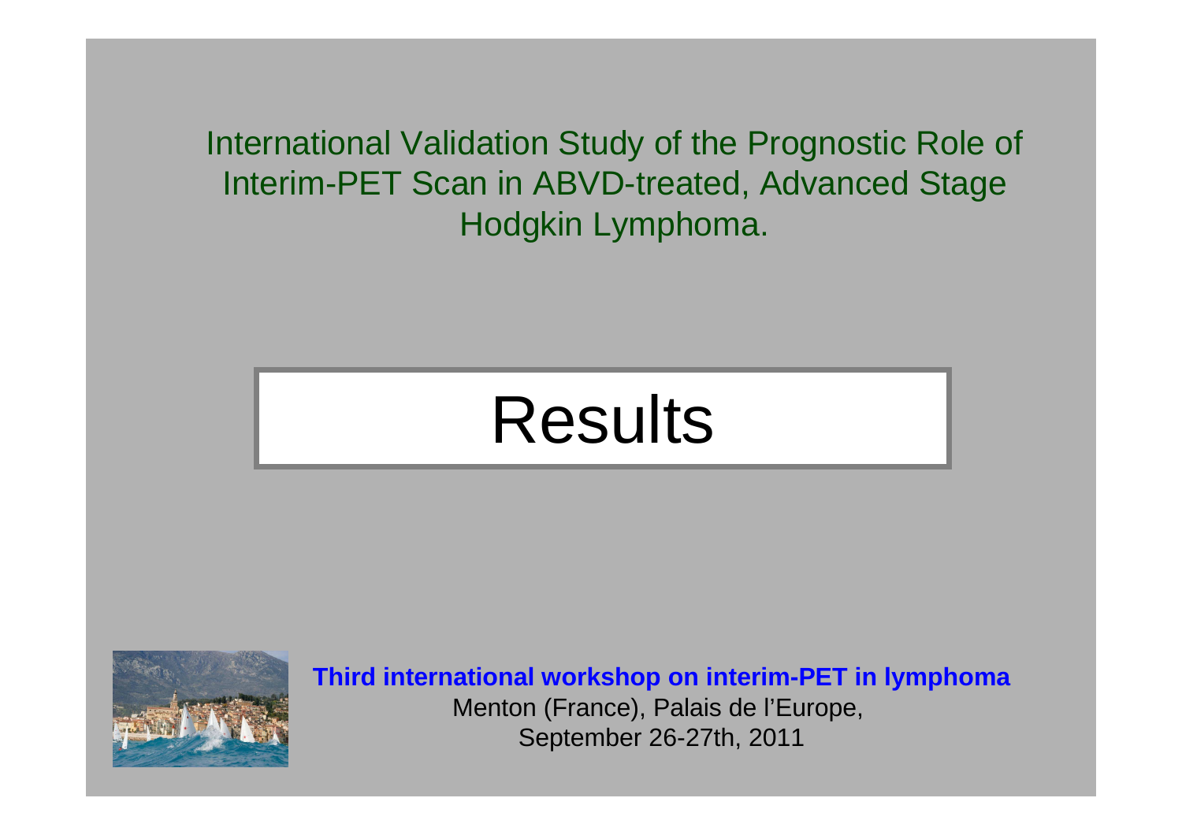International Validation Study of the Prognostic Role of Interim-PET Scan in ABVD-treated, Advanced Stage Hodgkin Lymphoma.

# Results

**Third international workshop on interim-PET in lymphoma**

Menton (France), Palais de l'Europe,

September 26-27th, 2011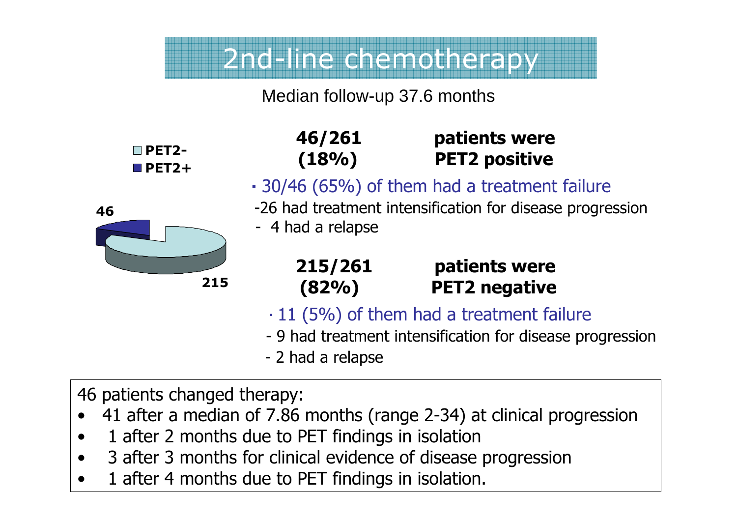# 2nd-line chemotherapy

Median follow-up 37.6 months

PET2-
PET2+

46

215

**46/261 (18%) patients were PET2 positive**

- 30/46 (65%) of them had a treatment failure
  - 26 had treatment intensification for disease progression
  - 4 had a relapse

**215/261 (82%) patients were PET2 negative**

- 11 (5%) of them had a treatment failure
  - 9 had treatment intensification for disease progression
  - 2 had a relapse

46 patients changed therapy:

- 41 after a median of 7.86 months (range 2-34) at clinical progression
- 1 after 2 months due to PET findings in isolation
- 3 after 3 months for clinical evidence of disease progression
- 1 after 4 months due to PET findings in isolation.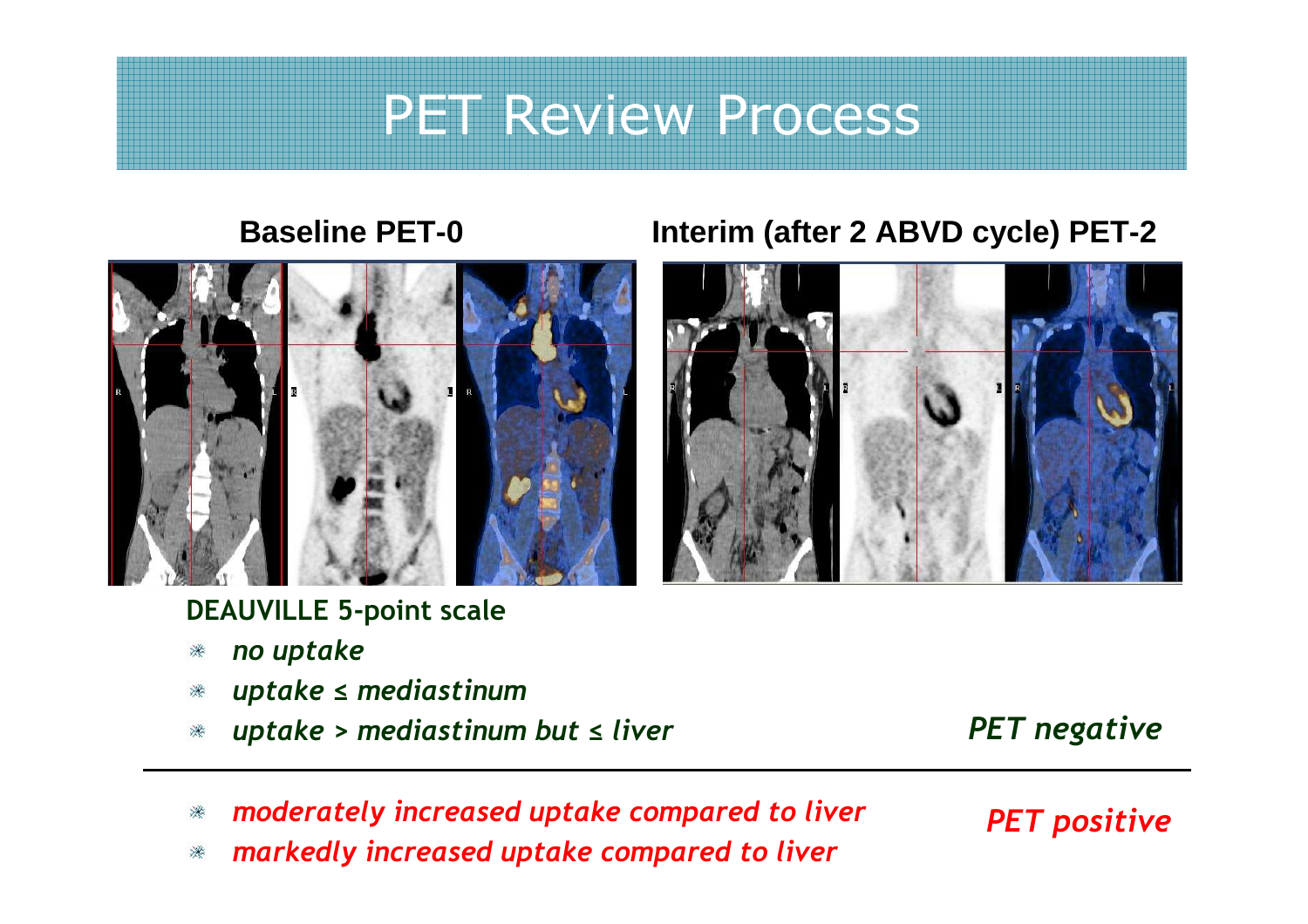# PET Review Process

**Baseline PET-0**

**Interim (after 2 ABVD cycle) PET-2**

**DEAUVILLE 5-point scale**

- *no uptake*
- *uptake ≤ mediastinum*
- *uptake > mediastinum but ≤ liver*

*PET negative*

---

- *moderately increased uptake compared to liver*
- *markedly increased uptake compared to liver*

*PET positive*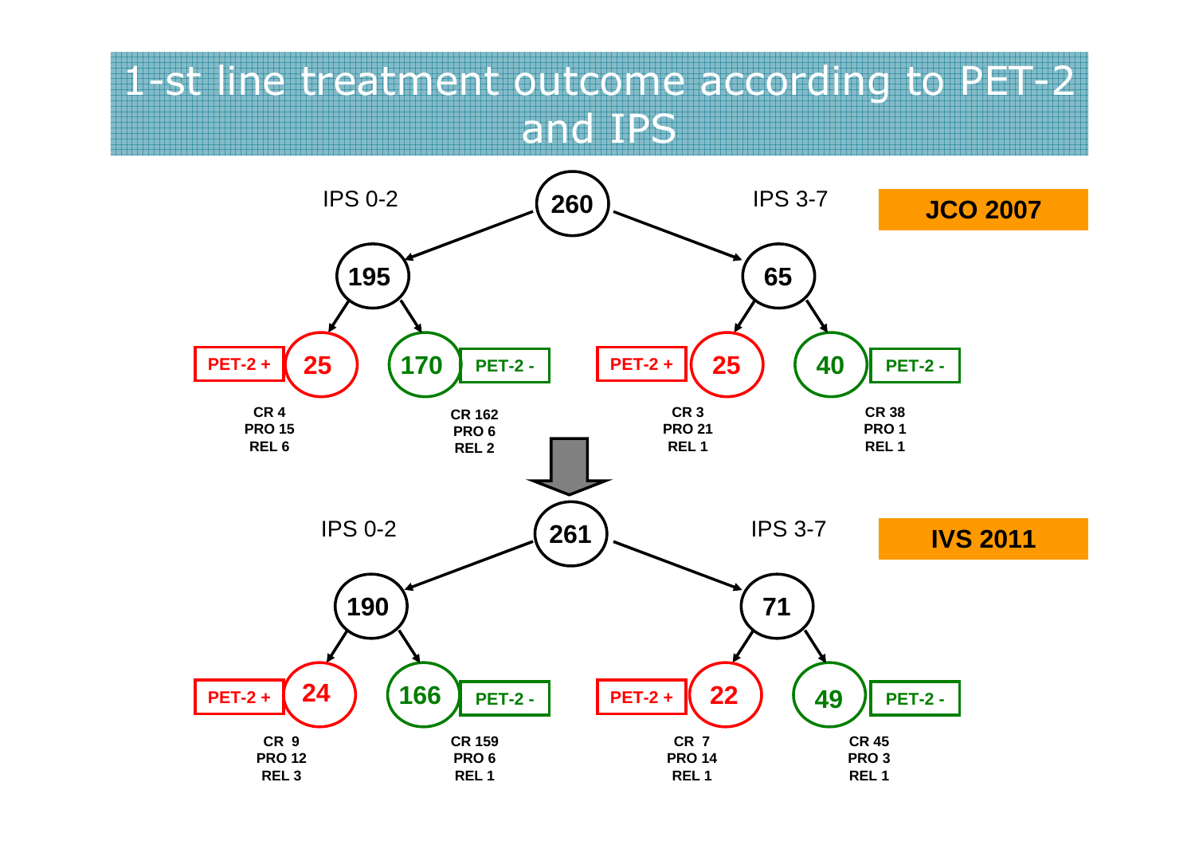# 1-st line treatment outcome according to PET-2 and IPS

**JCO 2007**

- **260**
  - IPS 0-2: **195**
    - PET-2 +: **25** — CR 4, PRO 15, REL 6
    - PET-2 -: **170** — CR 162, PRO 6, REL 2
  - IPS 3-7: **65**
    - PET-2 +: **25** — CR 3, PRO 21, REL 1
    - PET-2 -: **40** — CR 38, PRO 1, REL 1

**IVS 2011**

- **261**
  - IPS 0-2: **190**
    - PET-2 +: **24** — CR 9, PRO 12, REL 3
    - PET-2 -: **166** — CR 159, PRO 6, REL 1
  - IPS 3-7: **71**
    - PET-2 +: **22** — CR 7, PRO 14, REL 1
    - PET-2 -: **49** — CR 45, PRO 3, REL 1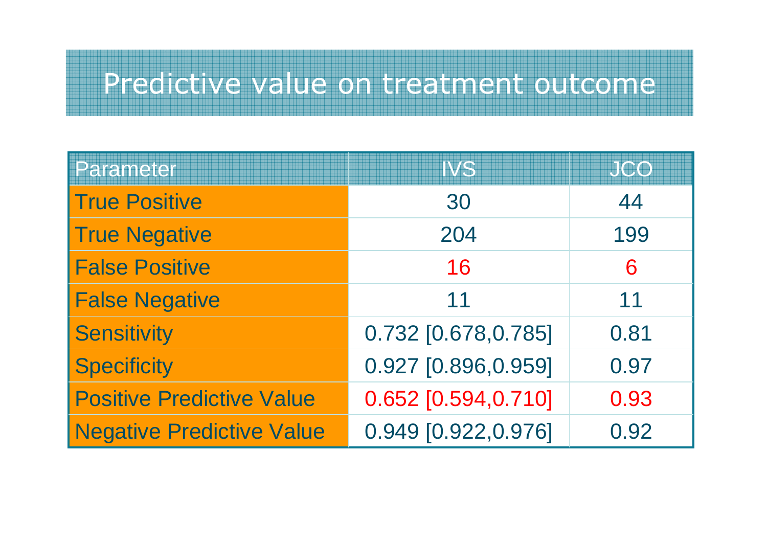# Predictive value on treatment outcome

| Parameter | IVS | JCO |
|---|---|---|
| True Positive | 30 | 44 |
| True Negative | 204 | 199 |
| False Positive | 16 | 6 |
| False Negative | 11 | 11 |
| Sensitivity | 0.732 [0.678,0.785] | 0.81 |
| Specificity | 0.927 [0.896,0.959] | 0.97 |
| Positive Predictive Value | 0.652 [0.594,0.710] | 0.93 |
| Negative Predictive Value | 0.949 [0.922,0.976] | 0.92 |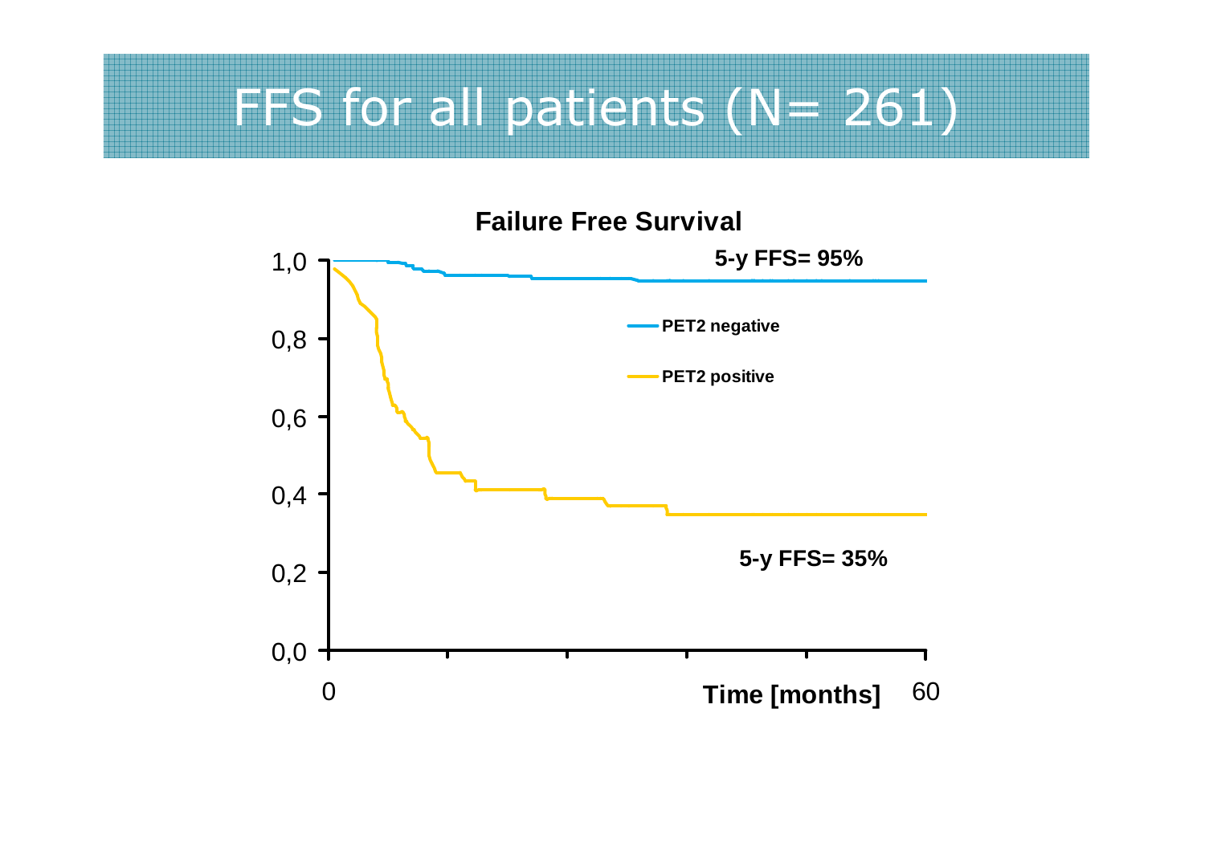# FFS for all patients (N= 261)

**Failure Free Survival**

**5-y FFS= 95%**

**PET2 negative**

**PET2 positive**

**5-y FFS= 35%**

1,0
0,8
0,6
0,4
0,2
0,0

0 **Time [months]** 60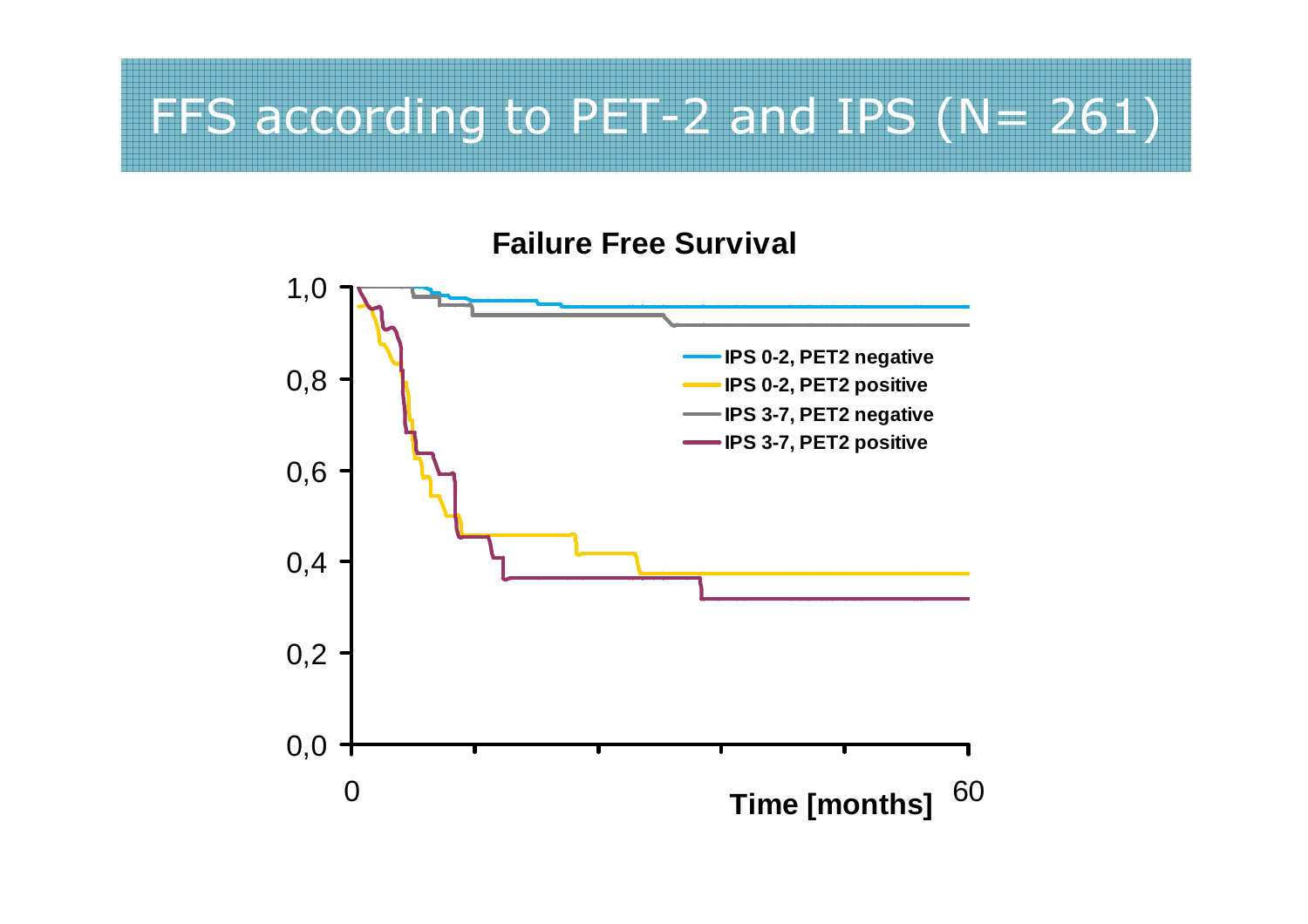# FFS according to PET-2 and IPS (N= 261)

**Failure Free Survival**

- IPS 0-2, PET2 negative
- IPS 0-2, PET2 positive
- IPS 3-7, PET2 negative
- IPS 3-7, PET2 positive

1,0
0,8
0,6
0,4
0,2
0,0

0 **Time [months]** 60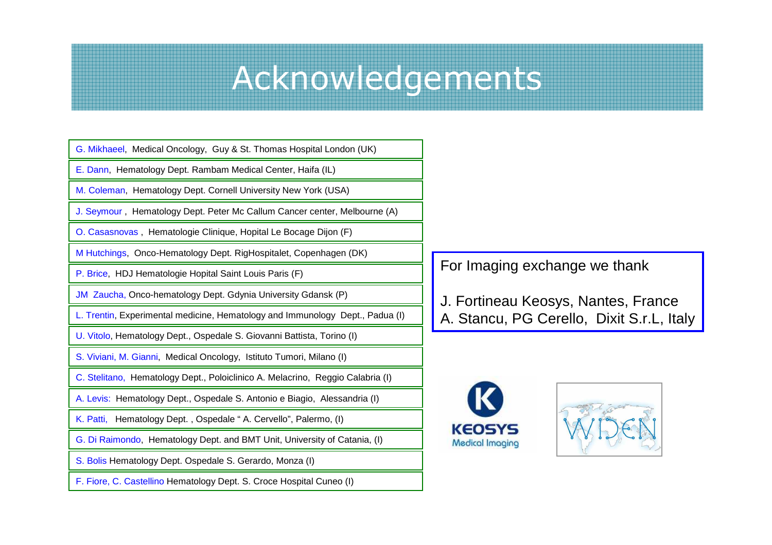# Acknowledgements

- G. Mikhaeel, Medical Oncology, Guy & St. Thomas Hospital London (UK)
- E. Dann, Hematology Dept. Rambam Medical Center, Haifa (IL)
- M. Coleman, Hematology Dept. Cornell University New York (USA)
- J. Seymour , Hematology Dept. Peter Mc Callum Cancer center, Melbourne (A)
- O. Casasnovas , Hematologie Clinique, Hopital Le Bocage Dijon (F)
- M Hutchings, Onco-Hematology Dept. RigHospitalet, Copenhagen (DK)
- P. Brice, HDJ Hematologie Hopital Saint Louis Paris (F)
- JM Zaucha, Onco-hematology Dept. Gdynia University Gdansk (P)
- L. Trentin, Experimental medicine, Hematology and Immunology Dept., Padua (I)
- U. Vitolo, Hematology Dept., Ospedale S. Giovanni Battista, Torino (I)
- S. Viviani, M. Gianni, Medical Oncology, Istituto Tumori, Milano (I)
- C. Stelitano, Hematology Dept., Poloiclinico A. Melacrino, Reggio Calabria (I)
- A. Levis: Hematology Dept., Ospedale S. Antonio e Biagio, Alessandria (I)
- K. Patti, Hematology Dept. , Ospedale " A. Cervello", Palermo, (I)
- G. Di Raimondo, Hematology Dept. and BMT Unit, University of Catania, (I)
- S. Bolis Hematology Dept. Ospedale S. Gerardo, Monza (I)
- F. Fiore, C. Castellino Hematology Dept. S. Croce Hospital Cuneo (I)

For Imaging exchange we thank

J. Fortineau Keosys, Nantes, France
A. Stancu, PG Cerello, Dixit S.r.L, Italy

KEOSYS Medical Imaging

WIDEN